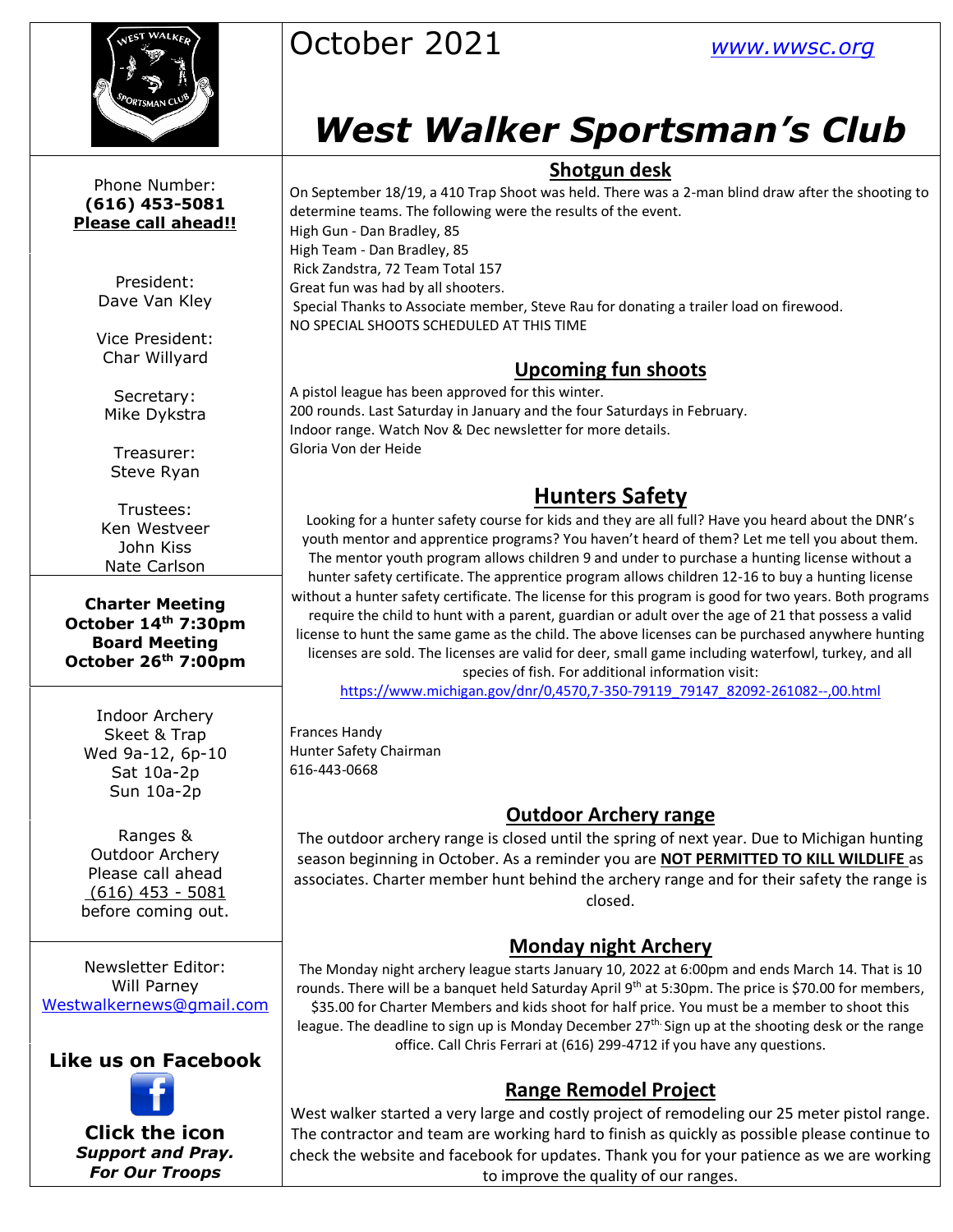October 2021 www.wwsc.org

# West Walker Sportsman's Club

Phone Number:
**(616) 453-5081**
**Please call ahead!!**

President:
Dave Van Kley

Vice President:
Char Willyard

Secretary:
Mike Dykstra

Treasurer:
Steve Ryan

Trustees:
Ken Westveer
John Kiss
Nate Carlson

**Charter Meeting**
**October 14th 7:30pm**
**Board Meeting**
**October 26th 7:00pm**

Indoor Archery
Skeet & Trap
Wed 9a-12, 6p-10
Sat 10a-2p
Sun 10a-2p

Ranges &
Outdoor Archery
Please call ahead
(616) 453 - 5081
before coming out.

Newsletter Editor:
Will Parney
Westwalkernews@gmail.com

**Like us on Facebook**

**Click the icon**
***Support and Pray.***
***For Our Troops***

## Shotgun desk

On September 18/19, a 410 Trap Shoot was held. There was a 2-man blind draw after the shooting to determine teams. The following were the results of the event.
High Gun - Dan Bradley, 85
High Team - Dan Bradley, 85
Rick Zandstra, 72 Team Total 157
Great fun was had by all shooters.
Special Thanks to Associate member, Steve Rau for donating a trailer load on firewood.
NO SPECIAL SHOOTS SCHEDULED AT THIS TIME

## Upcoming fun shoots

A pistol league has been approved for this winter.
200 rounds. Last Saturday in January and the four Saturdays in February.
Indoor range. Watch Nov & Dec newsletter for more details.
Gloria Von der Heide

## Hunters Safety

Looking for a hunter safety course for kids and they are all full? Have you heard about the DNR's youth mentor and apprentice programs? You haven't heard of them? Let me tell you about them. The mentor youth program allows children 9 and under to purchase a hunting license without a hunter safety certificate. The apprentice program allows children 12-16 to buy a hunting license without a hunter safety certificate. The license for this program is good for two years. Both programs require the child to hunt with a parent, guardian or adult over the age of 21 that possess a valid license to hunt the same game as the child. The above licenses can be purchased anywhere hunting licenses are sold. The licenses are valid for deer, small game including waterfowl, turkey, and all species of fish. For additional information visit:
https://www.michigan.gov/dnr/0,4570,7-350-79119_79147_82092-261082--,00.html

Frances Handy
Hunter Safety Chairman
616-443-0668

## Outdoor Archery range

The outdoor archery range is closed until the spring of next year. Due to Michigan hunting season beginning in October. As a reminder you are **NOT PERMITTED TO KILL WILDLIFE** as associates. Charter member hunt behind the archery range and for their safety the range is closed.

## Monday night Archery

The Monday night archery league starts January 10, 2022 at 6:00pm and ends March 14. That is 10 rounds. There will be a banquet held Saturday April 9th at 5:30pm. The price is $70.00 for members, $35.00 for Charter Members and kids shoot for half price. You must be a member to shoot this league. The deadline to sign up is Monday December 27th. Sign up at the shooting desk or the range office. Call Chris Ferrari at (616) 299-4712 if you have any questions.

## Range Remodel Project

West walker started a very large and costly project of remodeling our 25 meter pistol range. The contractor and team are working hard to finish as quickly as possible please continue to check the website and facebook for updates. Thank you for your patience as we are working to improve the quality of our ranges.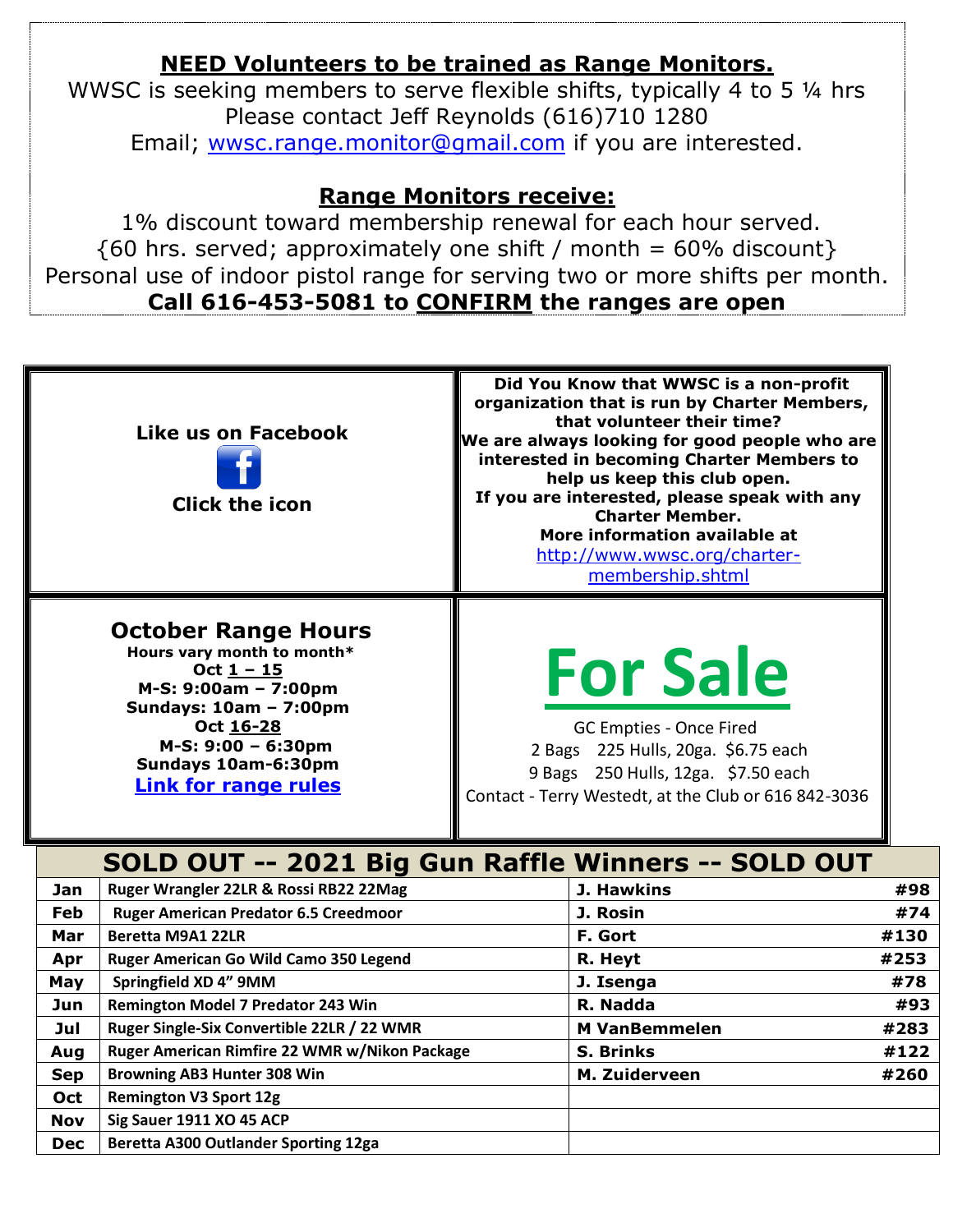## NEED Volunteers to be trained as Range Monitors.

WWSC is seeking members to serve flexible shifts, typically 4 to 5 ¼ hrs
Please contact Jeff Reynolds (616)710 1280
Email; wwsc.range.monitor@gmail.com if you are interested.

## Range Monitors receive:

1% discount toward membership renewal for each hour served.
{60 hrs. served; approximately one shift / month = 60% discount}
Personal use of indoor pistol range for serving two or more shifts per month.

**Call 616-453-5081 to CONFIRM the ranges are open**

**Like us on Facebook**

**Click the icon**

**Did You Know that WWSC is a non-profit organization that is run by Charter Members, that volunteer their time?**
**We are always looking for good people who are interested in becoming Charter Members to help us keep this club open.**
**If you are interested, please speak with any Charter Member.**
**More information available at** http://www.wwsc.org/charter-membership.shtml

## October Range Hours

**Hours vary month to month***

**Oct 1 – 15**
**M-S: 9:00am – 7:00pm**
**Sundays: 10am – 7:00pm**

**Oct 16-28**
**M-S: 9:00 – 6:30pm**
**Sundays 10am-6:30pm**

**Link for range rules**

# For Sale

GC Empties - Once Fired
2 Bags 225 Hulls, 20ga. $6.75 each
9 Bags 250 Hulls, 12ga. $7.50 each
Contact - Terry Westedt, at the Club or 616 842-3036

## SOLD OUT -- 2021 Big Gun Raffle Winners -- SOLD OUT

| Month | Prize | Winner | Ticket |
|---|---|---|---|
| Jan | Ruger Wrangler 22LR & Rossi RB22 22Mag | J. Hawkins | #98 |
| Feb | Ruger American Predator 6.5 Creedmoor | J. Rosin | #74 |
| Mar | Beretta M9A1 22LR | F. Gort | #130 |
| Apr | Ruger American Go Wild Camo 350 Legend | R. Heyt | #253 |
| May | Springfield XD 4" 9MM | J. Isenga | #78 |
| Jun | Remington Model 7 Predator 243 Win | R. Nadda | #93 |
| Jul | Ruger Single-Six Convertible 22LR / 22 WMR | M VanBemmelen | #283 |
| Aug | Ruger American Rimfire 22 WMR w/Nikon Package | S. Brinks | #122 |
| Sep | Browning AB3 Hunter 308 Win | M. Zuiderveen | #260 |
| Oct | Remington V3 Sport 12g | | |
| Nov | Sig Sauer 1911 XO 45 ACP | | |
| Dec | Beretta A300 Outlander Sporting 12ga | | |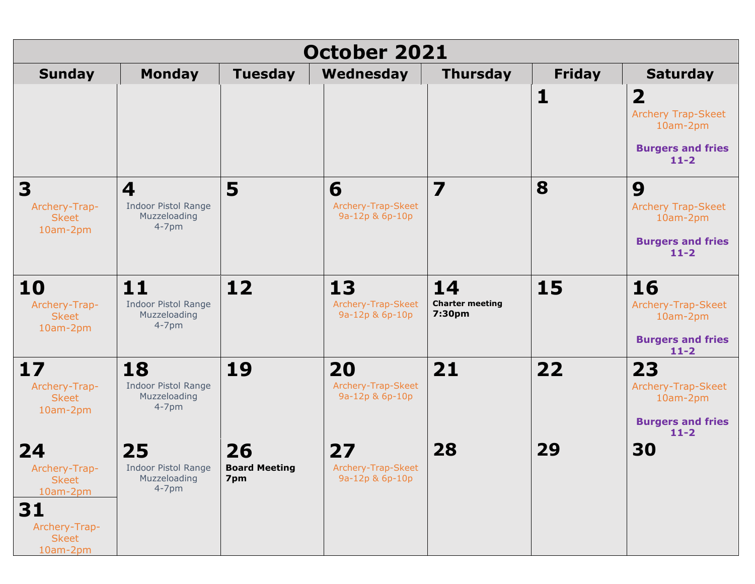# October 2021

| Sunday | Monday | Tuesday | Wednesday | Thursday | Friday | Saturday |
|---|---|---|---|---|---|---|
| | | | | | **1** | **2** Archery Trap-Skeet 10am-2pm **Burgers and fries 11-2** |
| **3** Archery-Trap-Skeet 10am-2pm | **4** Indoor Pistol Range Muzzeloading 4-7pm | **5** | **6** Archery-Trap-Skeet 9a-12p & 6p-10p | **7** | **8** | **9** Archery Trap-Skeet 10am-2pm **Burgers and fries 11-2** |
| **10** Archery-Trap-Skeet 10am-2pm | **11** Indoor Pistol Range Muzzeloading 4-7pm | **12** | **13** Archery-Trap-Skeet 9a-12p & 6p-10p | **14** **Charter meeting 7:30pm** | **15** | **16** Archery-Trap-Skeet 10am-2pm **Burgers and fries 11-2** |
| **17** Archery-Trap-Skeet 10am-2pm | **18** Indoor Pistol Range Muzzeloading 4-7pm | **19** | **20** Archery-Trap-Skeet 9a-12p & 6p-10p | **21** | **22** | **23** Archery-Trap-Skeet 10am-2pm **Burgers and fries 11-2** |
| **24** Archery-Trap-Skeet 10am-2pm / **31** Archery-Trap-Skeet 10am-2pm | **25** Indoor Pistol Range Muzzeloading 4-7pm | **26** **Board Meeting 7pm** | **27** Archery-Trap-Skeet 9a-12p & 6p-10p | **28** | **29** | **30** |